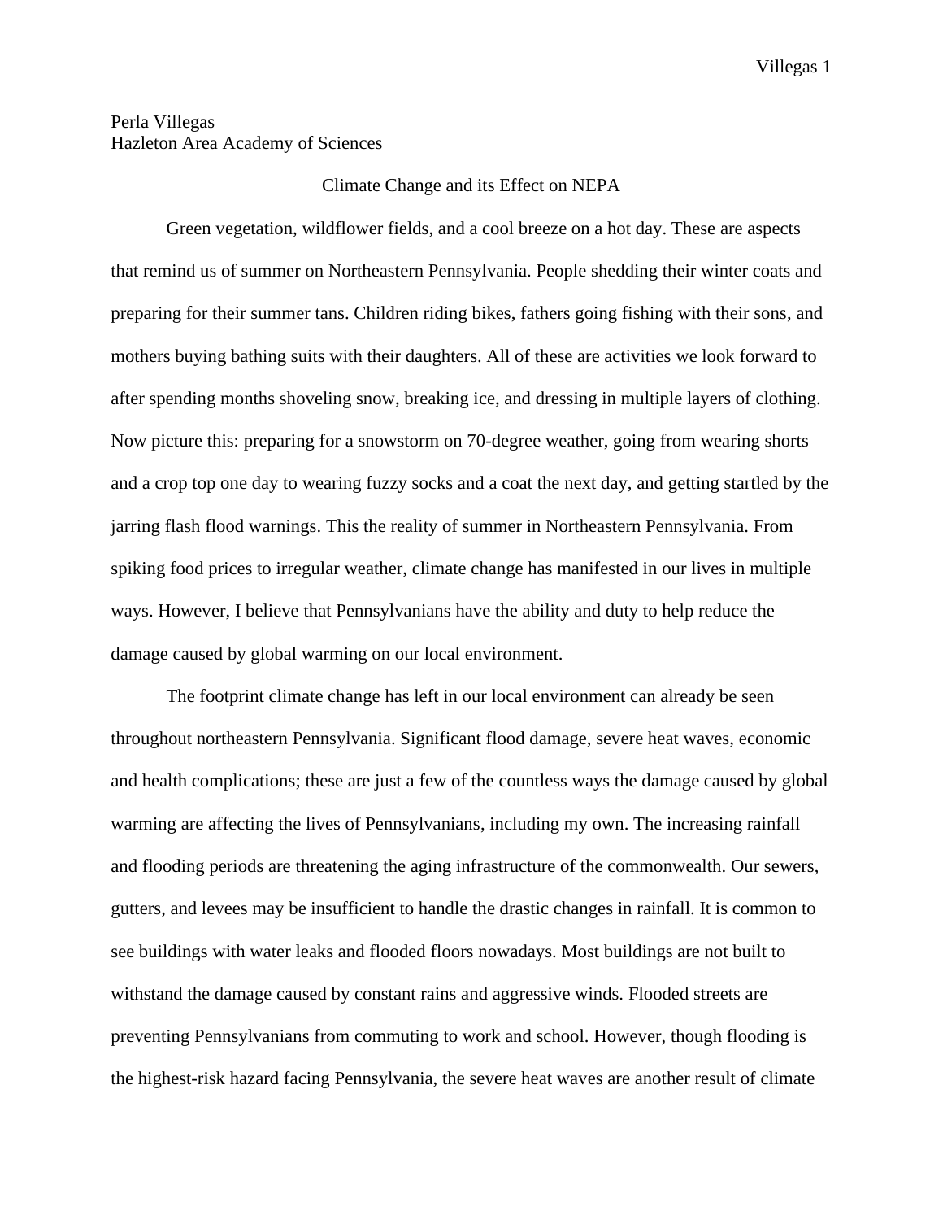Perla Villegas
Hazleton Area Academy of Sciences

# Climate Change and its Effect on NEPA

Green vegetation, wildflower fields, and a cool breeze on a hot day. These are aspects that remind us of summer on Northeastern Pennsylvania. People shedding their winter coats and preparing for their summer tans. Children riding bikes, fathers going fishing with their sons, and mothers buying bathing suits with their daughters. All of these are activities we look forward to after spending months shoveling snow, breaking ice, and dressing in multiple layers of clothing. Now picture this: preparing for a snowstorm on 70-degree weather, going from wearing shorts and a crop top one day to wearing fuzzy socks and a coat the next day, and getting startled by the jarring flash flood warnings. This the reality of summer in Northeastern Pennsylvania. From spiking food prices to irregular weather, climate change has manifested in our lives in multiple ways. However, I believe that Pennsylvanians have the ability and duty to help reduce the damage caused by global warming on our local environment.

The footprint climate change has left in our local environment can already be seen throughout northeastern Pennsylvania. Significant flood damage, severe heat waves, economic and health complications; these are just a few of the countless ways the damage caused by global warming are affecting the lives of Pennsylvanians, including my own. The increasing rainfall and flooding periods are threatening the aging infrastructure of the commonwealth. Our sewers, gutters, and levees may be insufficient to handle the drastic changes in rainfall. It is common to see buildings with water leaks and flooded floors nowadays. Most buildings are not built to withstand the damage caused by constant rains and aggressive winds. Flooded streets are preventing Pennsylvanians from commuting to work and school. However, though flooding is the highest-risk hazard facing Pennsylvania, the severe heat waves are another result of climate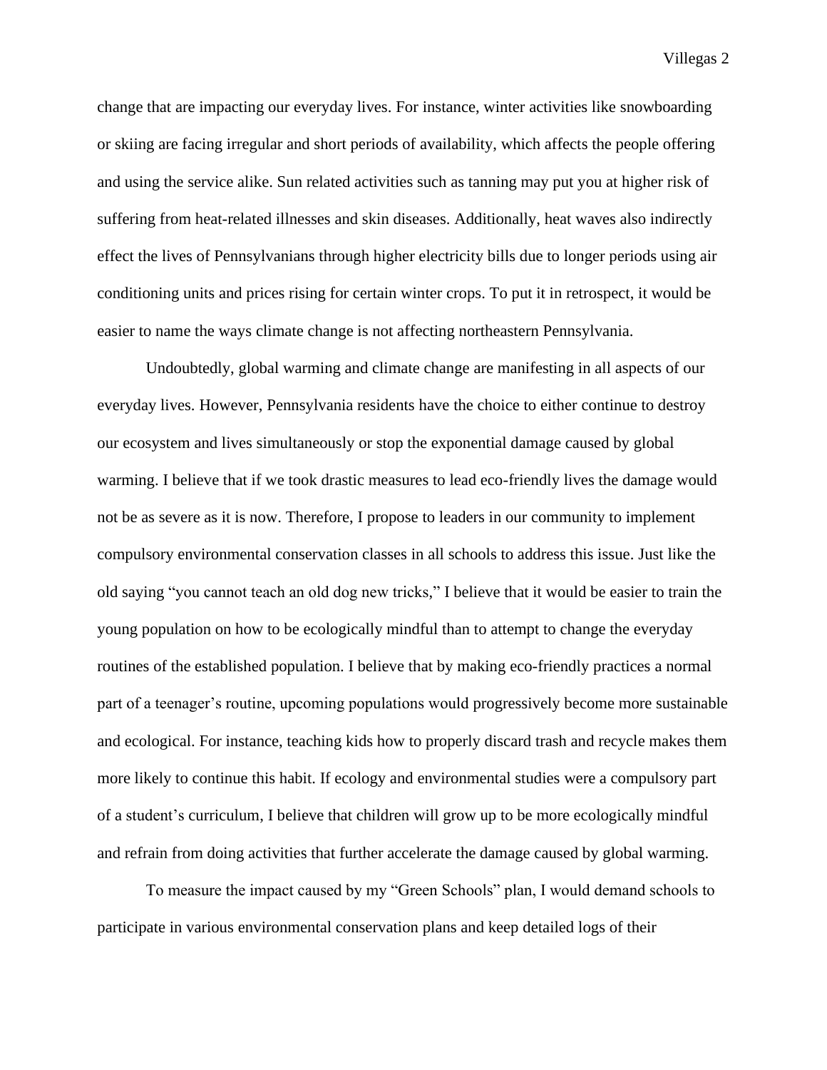change that are impacting our everyday lives. For instance, winter activities like snowboarding or skiing are facing irregular and short periods of availability, which affects the people offering and using the service alike. Sun related activities such as tanning may put you at higher risk of suffering from heat-related illnesses and skin diseases. Additionally, heat waves also indirectly effect the lives of Pennsylvanians through higher electricity bills due to longer periods using air conditioning units and prices rising for certain winter crops. To put it in retrospect, it would be easier to name the ways climate change is not affecting northeastern Pennsylvania.

Undoubtedly, global warming and climate change are manifesting in all aspects of our everyday lives. However, Pennsylvania residents have the choice to either continue to destroy our ecosystem and lives simultaneously or stop the exponential damage caused by global warming. I believe that if we took drastic measures to lead eco-friendly lives the damage would not be as severe as it is now. Therefore, I propose to leaders in our community to implement compulsory environmental conservation classes in all schools to address this issue. Just like the old saying "you cannot teach an old dog new tricks," I believe that it would be easier to train the young population on how to be ecologically mindful than to attempt to change the everyday routines of the established population. I believe that by making eco-friendly practices a normal part of a teenager's routine, upcoming populations would progressively become more sustainable and ecological. For instance, teaching kids how to properly discard trash and recycle makes them more likely to continue this habit. If ecology and environmental studies were a compulsory part of a student's curriculum, I believe that children will grow up to be more ecologically mindful and refrain from doing activities that further accelerate the damage caused by global warming.

To measure the impact caused by my "Green Schools" plan, I would demand schools to participate in various environmental conservation plans and keep detailed logs of their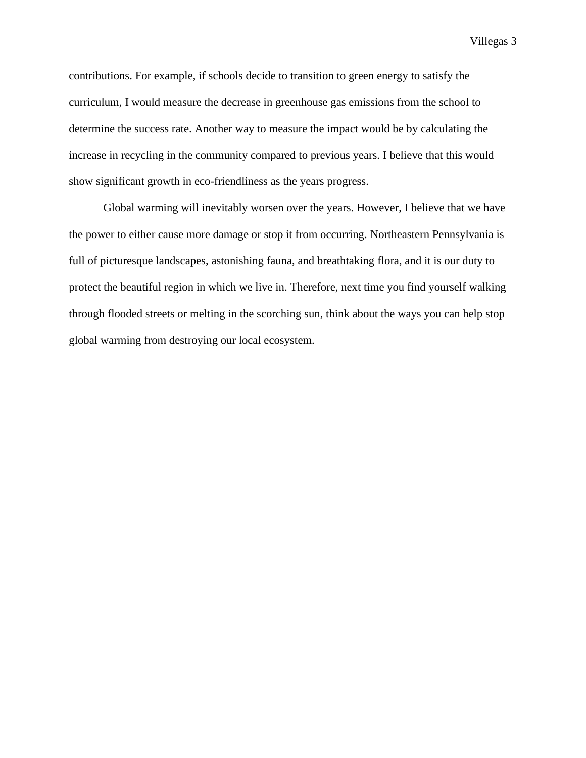contributions. For example, if schools decide to transition to green energy to satisfy the curriculum, I would measure the decrease in greenhouse gas emissions from the school to determine the success rate. Another way to measure the impact would be by calculating the increase in recycling in the community compared to previous years. I believe that this would show significant growth in eco-friendliness as the years progress.

Global warming will inevitably worsen over the years. However, I believe that we have the power to either cause more damage or stop it from occurring. Northeastern Pennsylvania is full of picturesque landscapes, astonishing fauna, and breathtaking flora, and it is our duty to protect the beautiful region in which we live in. Therefore, next time you find yourself walking through flooded streets or melting in the scorching sun, think about the ways you can help stop global warming from destroying our local ecosystem.